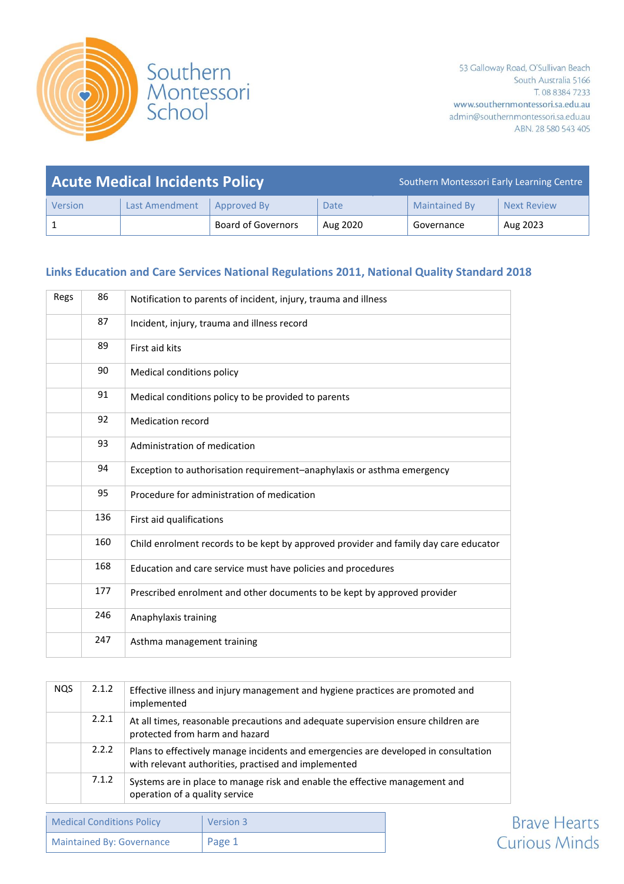Southern Montessori School

53 Galloway Road, O'Sullivan Beach
South Australia 5166
T. 08 8384 7233
www.southernmontessori.sa.edu.au
admin@southernmontessori.sa.edu.au
ABN. 28 580 543 405

# Acute Medical Incidents Policy

Southern Montessori Early Learning Centre

| Version | Last Amendment | Approved By | Date | Maintained By | Next Review |
|---|---|---|---|---|---|
| 1 | | Board of Governors | Aug 2020 | Governance | Aug 2023 |

## Links Education and Care Services National Regulations 2011, National Quality Standard 2018

| | | |
|---|---|---|
| Regs | 86 | Notification to parents of incident, injury, trauma and illness |
| | 87 | Incident, injury, trauma and illness record |
| | 89 | First aid kits |
| | 90 | Medical conditions policy |
| | 91 | Medical conditions policy to be provided to parents |
| | 92 | Medication record |
| | 93 | Administration of medication |
| | 94 | Exception to authorisation requirement–anaphylaxis or asthma emergency |
| | 95 | Procedure for administration of medication |
| | 136 | First aid qualifications |
| | 160 | Child enrolment records to be kept by approved provider and family day care educator |
| | 168 | Education and care service must have policies and procedures |
| | 177 | Prescribed enrolment and other documents to be kept by approved provider |
| | 246 | Anaphylaxis training |
| | 247 | Asthma management training |

| | | |
|---|---|---|
| NQS | 2.1.2 | Effective illness and injury management and hygiene practices are promoted and implemented |
| | 2.2.1 | At all times, reasonable precautions and adequate supervision ensure children are protected from harm and hazard |
| | 2.2.2 | Plans to effectively manage incidents and emergencies are developed in consultation with relevant authorities, practised and implemented |
| | 7.1.2 | Systems are in place to manage risk and enable the effective management and operation of a quality service |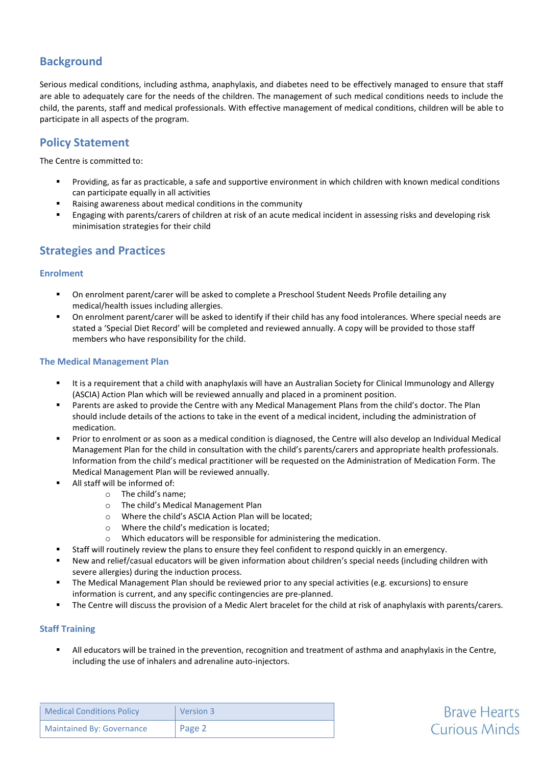## Background

Serious medical conditions, including asthma, anaphylaxis, and diabetes need to be effectively managed to ensure that staff are able to adequately care for the needs of the children. The management of such medical conditions needs to include the child, the parents, staff and medical professionals. With effective management of medical conditions, children will be able to participate in all aspects of the program.

## Policy Statement

The Centre is committed to:

- Providing, as far as practicable, a safe and supportive environment in which children with known medical conditions can participate equally in all activities
- Raising awareness about medical conditions in the community
- Engaging with parents/carers of children at risk of an acute medical incident in assessing risks and developing risk minimisation strategies for their child

## Strategies and Practices

### Enrolment

- On enrolment parent/carer will be asked to complete a Preschool Student Needs Profile detailing any medical/health issues including allergies.
- On enrolment parent/carer will be asked to identify if their child has any food intolerances. Where special needs are stated a 'Special Diet Record' will be completed and reviewed annually. A copy will be provided to those staff members who have responsibility for the child.

### The Medical Management Plan

- It is a requirement that a child with anaphylaxis will have an Australian Society for Clinical Immunology and Allergy (ASCIA) Action Plan which will be reviewed annually and placed in a prominent position.
- Parents are asked to provide the Centre with any Medical Management Plans from the child's doctor. The Plan should include details of the actions to take in the event of a medical incident, including the administration of medication.
- Prior to enrolment or as soon as a medical condition is diagnosed, the Centre will also develop an Individual Medical Management Plan for the child in consultation with the child's parents/carers and appropriate health professionals. Information from the child's medical practitioner will be requested on the Administration of Medication Form. The Medical Management Plan will be reviewed annually.
- All staff will be informed of:
  - The child's name;
  - The child's Medical Management Plan
  - Where the child's ASCIA Action Plan will be located;
  - Where the child's medication is located;
  - Which educators will be responsible for administering the medication.
- Staff will routinely review the plans to ensure they feel confident to respond quickly in an emergency.
- New and relief/casual educators will be given information about children's special needs (including children with severe allergies) during the induction process.
- The Medical Management Plan should be reviewed prior to any special activities (e.g. excursions) to ensure information is current, and any specific contingencies are pre-planned.
- The Centre will discuss the provision of a Medic Alert bracelet for the child at risk of anaphylaxis with parents/carers.

### Staff Training

- All educators will be trained in the prevention, recognition and treatment of asthma and anaphylaxis in the Centre, including the use of inhalers and adrenaline auto-injectors.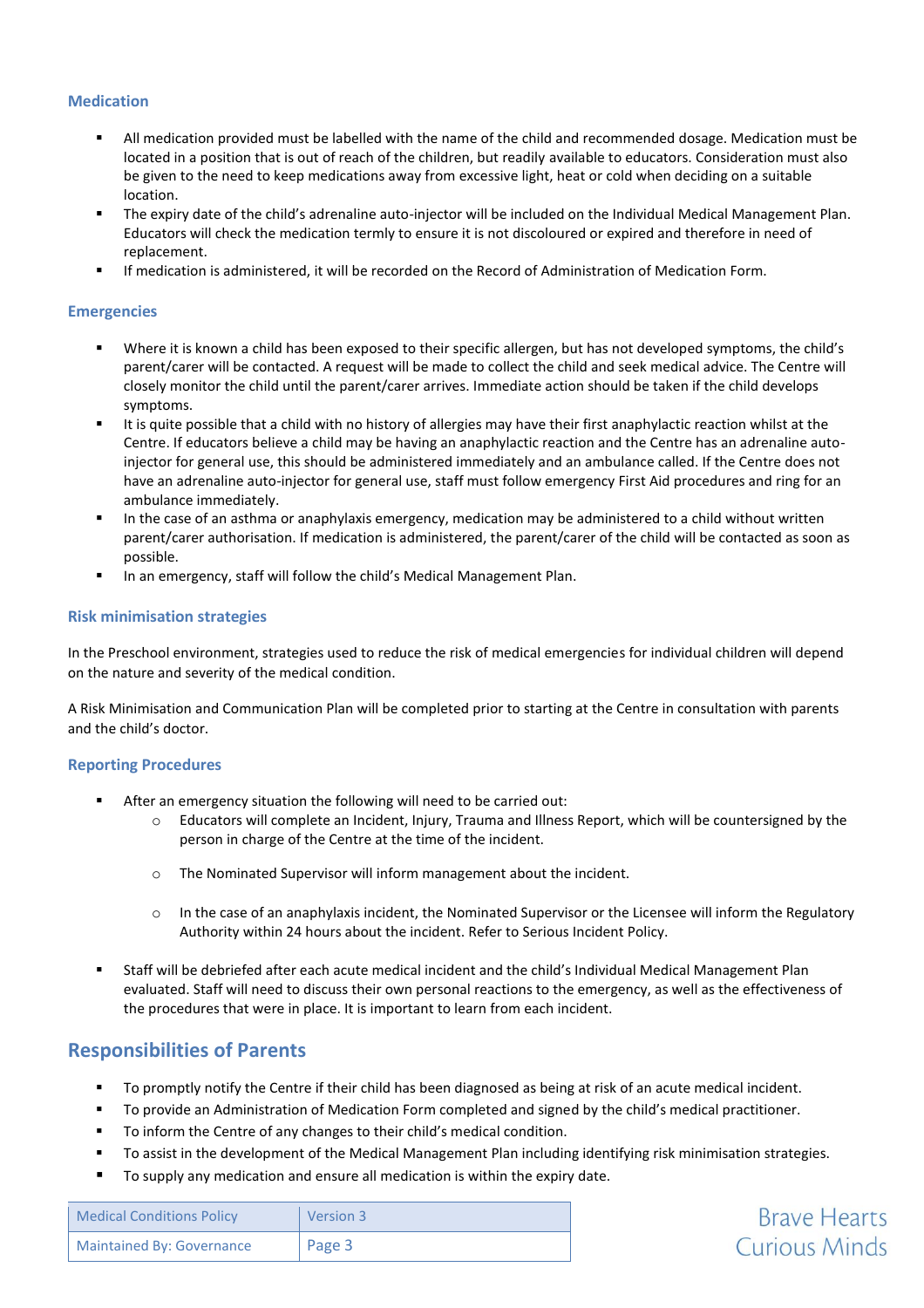### Medication

- All medication provided must be labelled with the name of the child and recommended dosage. Medication must be located in a position that is out of reach of the children, but readily available to educators. Consideration must also be given to the need to keep medications away from excessive light, heat or cold when deciding on a suitable location.
- The expiry date of the child's adrenaline auto-injector will be included on the Individual Medical Management Plan. Educators will check the medication termly to ensure it is not discoloured or expired and therefore in need of replacement.
- If medication is administered, it will be recorded on the Record of Administration of Medication Form.

### Emergencies

- Where it is known a child has been exposed to their specific allergen, but has not developed symptoms, the child's parent/carer will be contacted. A request will be made to collect the child and seek medical advice. The Centre will closely monitor the child until the parent/carer arrives. Immediate action should be taken if the child develops symptoms.
- It is quite possible that a child with no history of allergies may have their first anaphylactic reaction whilst at the Centre. If educators believe a child may be having an anaphylactic reaction and the Centre has an adrenaline auto-injector for general use, this should be administered immediately and an ambulance called. If the Centre does not have an adrenaline auto-injector for general use, staff must follow emergency First Aid procedures and ring for an ambulance immediately.
- In the case of an asthma or anaphylaxis emergency, medication may be administered to a child without written parent/carer authorisation. If medication is administered, the parent/carer of the child will be contacted as soon as possible.
- In an emergency, staff will follow the child's Medical Management Plan.

### Risk minimisation strategies

In the Preschool environment, strategies used to reduce the risk of medical emergencies for individual children will depend on the nature and severity of the medical condition.

A Risk Minimisation and Communication Plan will be completed prior to starting at the Centre in consultation with parents and the child's doctor.

### Reporting Procedures

- After an emergency situation the following will need to be carried out:
  - Educators will complete an Incident, Injury, Trauma and Illness Report, which will be countersigned by the person in charge of the Centre at the time of the incident.
  - The Nominated Supervisor will inform management about the incident.
  - In the case of an anaphylaxis incident, the Nominated Supervisor or the Licensee will inform the Regulatory Authority within 24 hours about the incident. Refer to Serious Incident Policy.
- Staff will be debriefed after each acute medical incident and the child's Individual Medical Management Plan evaluated. Staff will need to discuss their own personal reactions to the emergency, as well as the effectiveness of the procedures that were in place. It is important to learn from each incident.

## Responsibilities of Parents

- To promptly notify the Centre if their child has been diagnosed as being at risk of an acute medical incident.
- To provide an Administration of Medication Form completed and signed by the child's medical practitioner.
- To inform the Centre of any changes to their child's medical condition.
- To assist in the development of the Medical Management Plan including identifying risk minimisation strategies.
- To supply any medication and ensure all medication is within the expiry date.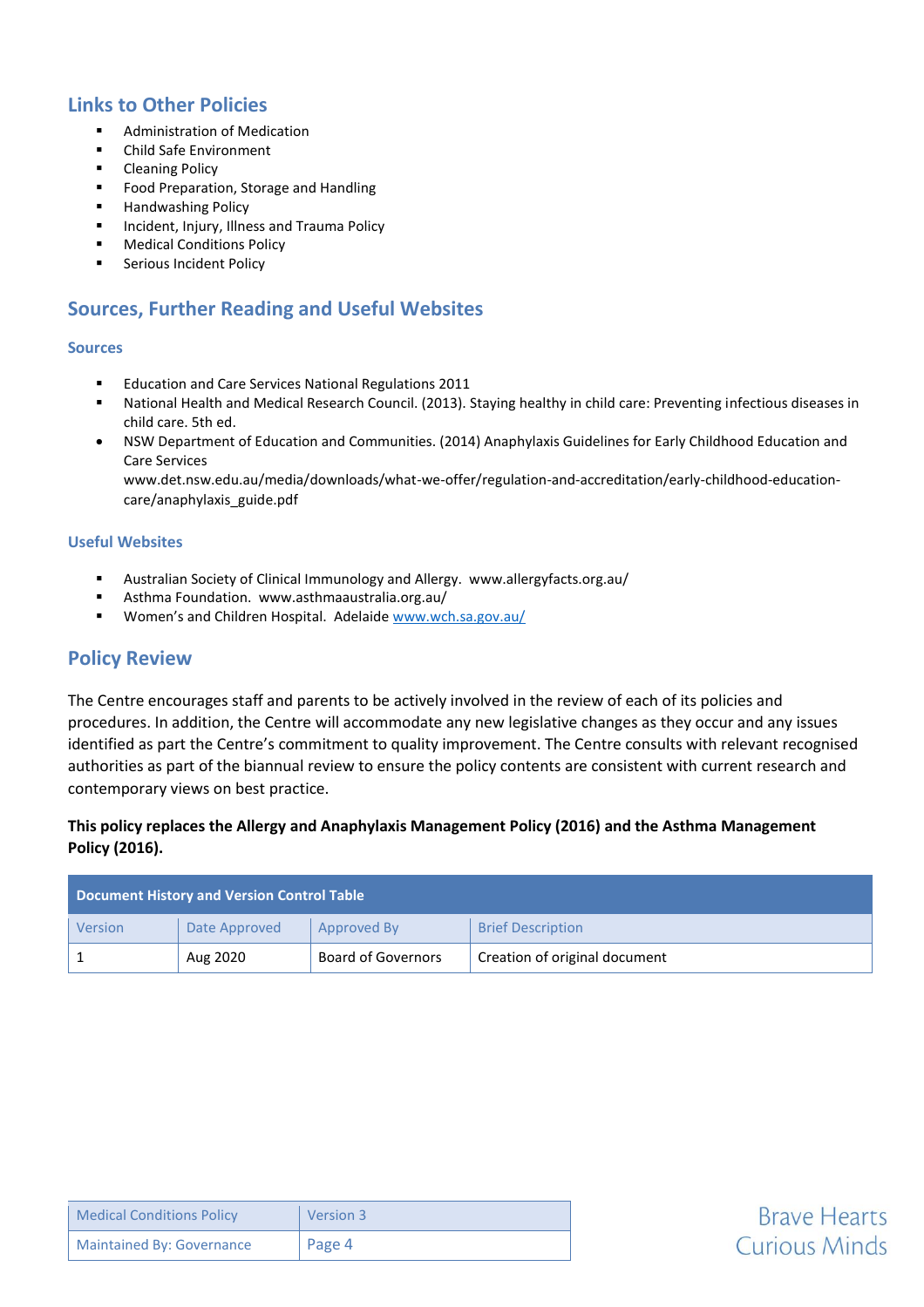## Links to Other Policies

- Administration of Medication
- Child Safe Environment
- Cleaning Policy
- Food Preparation, Storage and Handling
- Handwashing Policy
- Incident, Injury, Illness and Trauma Policy
- Medical Conditions Policy
- Serious Incident Policy

## Sources, Further Reading and Useful Websites

### Sources

- Education and Care Services National Regulations 2011
- National Health and Medical Research Council. (2013). Staying healthy in child care: Preventing infectious diseases in child care. 5th ed.
- NSW Department of Education and Communities. (2014) Anaphylaxis Guidelines for Early Childhood Education and Care Services www.det.nsw.edu.au/media/downloads/what-we-offer/regulation-and-accreditation/early-childhood-education-care/anaphylaxis_guide.pdf

### Useful Websites

- Australian Society of Clinical Immunology and Allergy. www.allergyfacts.org.au/
- Asthma Foundation. www.asthmaaustralia.org.au/
- Women's and Children Hospital. Adelaide www.wch.sa.gov.au/

## Policy Review

The Centre encourages staff and parents to be actively involved in the review of each of its policies and procedures. In addition, the Centre will accommodate any new legislative changes as they occur and any issues identified as part the Centre's commitment to quality improvement. The Centre consults with relevant recognised authorities as part of the biannual review to ensure the policy contents are consistent with current research and contemporary views on best practice.

**This policy replaces the Allergy and Anaphylaxis Management Policy (2016) and the Asthma Management Policy (2016).**

| Document History and Version Control Table | | | |
|---|---|---|---|
| Version | Date Approved | Approved By | Brief Description |
| 1 | Aug 2020 | Board of Governors | Creation of original document |